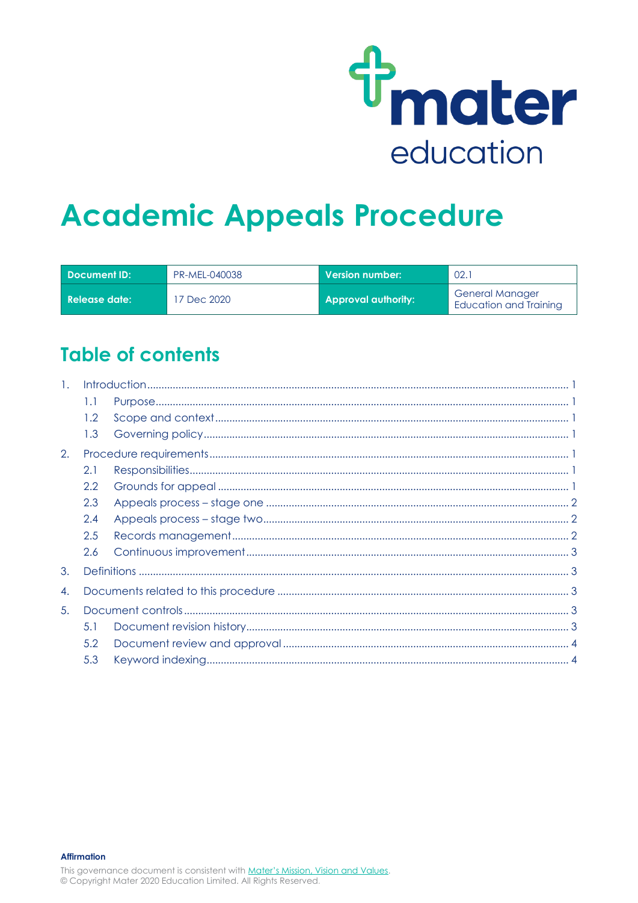mater education

# Academic Appeals Procedure

| Document ID: | PR-MEL-040038 | Version number: | 02.1 |
|---|---|---|---|
| Release date: | 17 Dec 2020 | Approval authority: | General Manager Education and Training |

## Table of contents

1. Introduction ........ 1
   - 1.1 Purpose ........ 1
   - 1.2 Scope and context ........ 1
   - 1.3 Governing policy ........ 1
2. Procedure requirements ........ 1
   - 2.1 Responsibilities ........ 1
   - 2.2 Grounds for appeal ........ 1
   - 2.3 Appeals process – stage one ........ 2
   - 2.4 Appeals process – stage two ........ 2
   - 2.5 Records management ........ 2
   - 2.6 Continuous improvement ........ 3
3. Definitions ........ 3
4. Documents related to this procedure ........ 3
5. Document controls ........ 3
   - 5.1 Document revision history ........ 3
   - 5.2 Document review and approval ........ 4
   - 5.3 Keyword indexing ........ 4

**Affirmation**

This governance document is consistent with Mater's Mission, Vision and Values.
© Copyright Mater 2020 Education Limited. All Rights Reserved.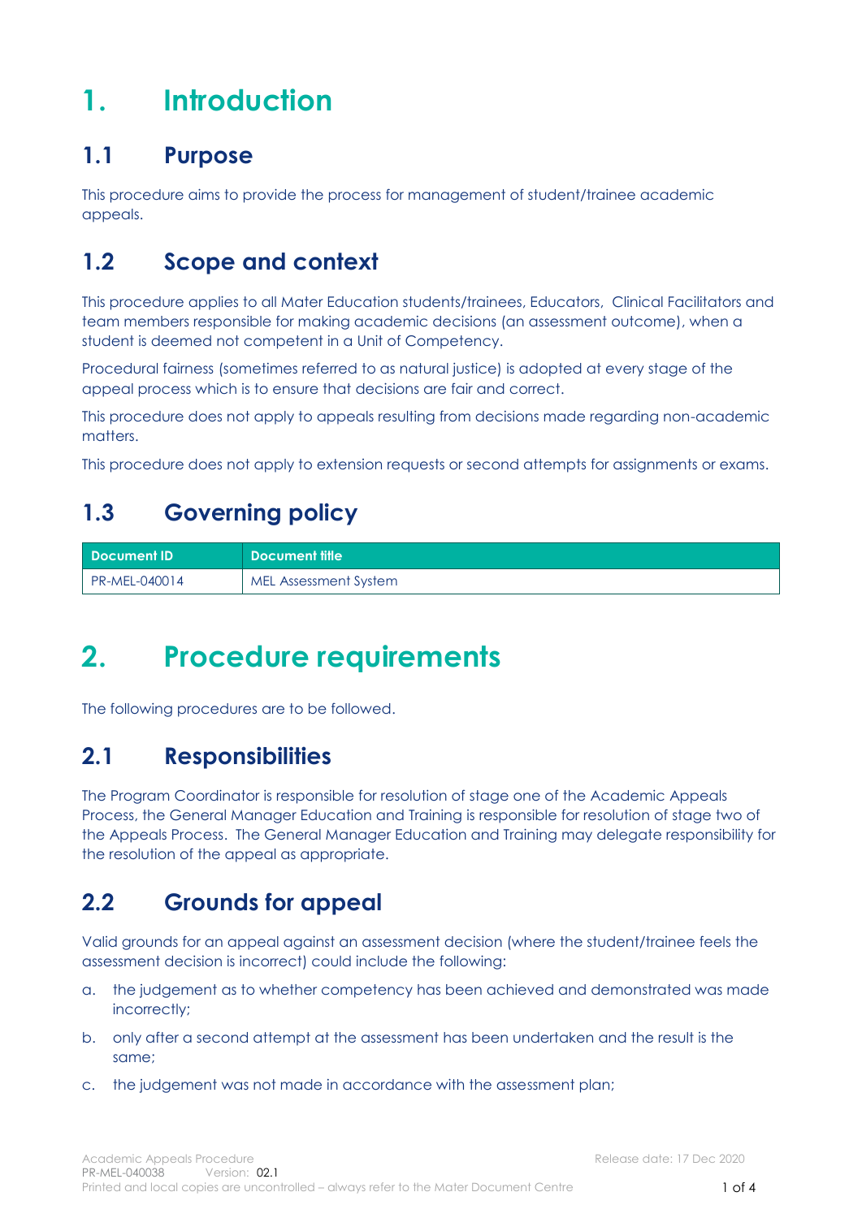# 1. Introduction

## 1.1 Purpose

This procedure aims to provide the process for management of student/trainee academic appeals.

## 1.2 Scope and context

This procedure applies to all Mater Education students/trainees, Educators, Clinical Facilitators and team members responsible for making academic decisions (an assessment outcome), when a student is deemed not competent in a Unit of Competency.

Procedural fairness (sometimes referred to as natural justice) is adopted at every stage of the appeal process which is to ensure that decisions are fair and correct.

This procedure does not apply to appeals resulting from decisions made regarding non-academic matters.

This procedure does not apply to extension requests or second attempts for assignments or exams.

## 1.3 Governing policy

| Document ID | Document title |
|---|---|
| PR-MEL-040014 | MEL Assessment System |

# 2. Procedure requirements

The following procedures are to be followed.

## 2.1 Responsibilities

The Program Coordinator is responsible for resolution of stage one of the Academic Appeals Process, the General Manager Education and Training is responsible for resolution of stage two of the Appeals Process. The General Manager Education and Training may delegate responsibility for the resolution of the appeal as appropriate.

## 2.2 Grounds for appeal

Valid grounds for an appeal against an assessment decision (where the student/trainee feels the assessment decision is incorrect) could include the following:

a. the judgement as to whether competency has been achieved and demonstrated was made incorrectly;

b. only after a second attempt at the assessment has been undertaken and the result is the same;

c. the judgement was not made in accordance with the assessment plan;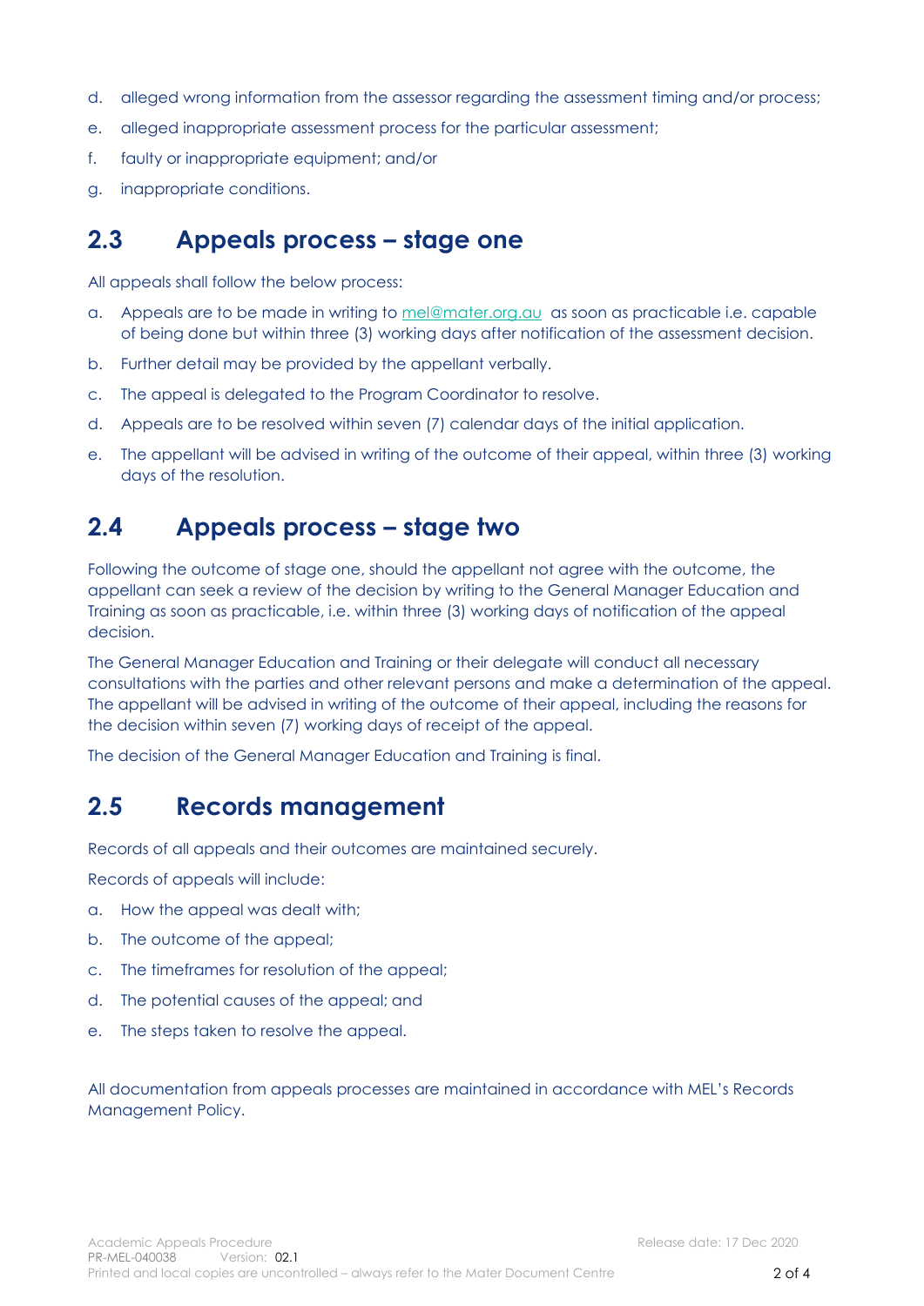d. alleged wrong information from the assessor regarding the assessment timing and/or process;
e. alleged inappropriate assessment process for the particular assessment;
f. faulty or inappropriate equipment; and/or
g. inappropriate conditions.

## 2.3 Appeals process – stage one

All appeals shall follow the below process:

a. Appeals are to be made in writing to mel@mater.org.au as soon as practicable i.e. capable of being done but within three (3) working days after notification of the assessment decision.
b. Further detail may be provided by the appellant verbally.
c. The appeal is delegated to the Program Coordinator to resolve.
d. Appeals are to be resolved within seven (7) calendar days of the initial application.
e. The appellant will be advised in writing of the outcome of their appeal, within three (3) working days of the resolution.

## 2.4 Appeals process – stage two

Following the outcome of stage one, should the appellant not agree with the outcome, the appellant can seek a review of the decision by writing to the General Manager Education and Training as soon as practicable, i.e. within three (3) working days of notification of the appeal decision.

The General Manager Education and Training or their delegate will conduct all necessary consultations with the parties and other relevant persons and make a determination of the appeal. The appellant will be advised in writing of the outcome of their appeal, including the reasons for the decision within seven (7) working days of receipt of the appeal.

The decision of the General Manager Education and Training is final.

## 2.5 Records management

Records of all appeals and their outcomes are maintained securely.

Records of appeals will include:

a. How the appeal was dealt with;
b. The outcome of the appeal;
c. The timeframes for resolution of the appeal;
d. The potential causes of the appeal; and
e. The steps taken to resolve the appeal.

All documentation from appeals processes are maintained in accordance with MEL's Records Management Policy.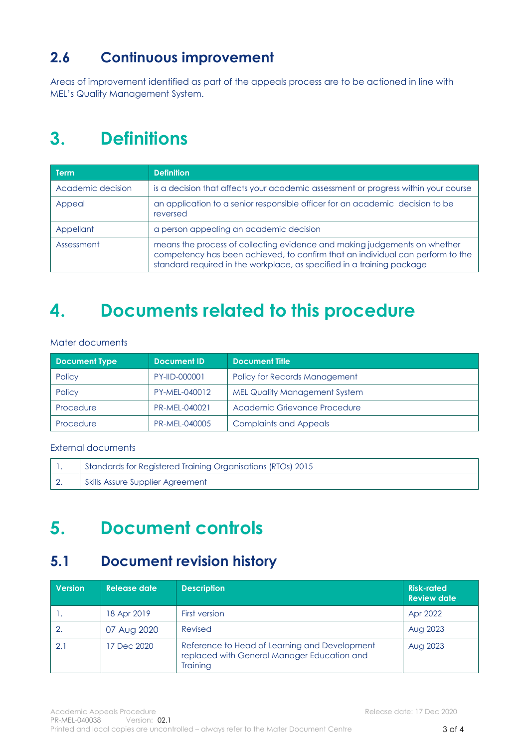## 2.6 Continuous improvement

Areas of improvement identified as part of the appeals process are to be actioned in line with MEL's Quality Management System.

# 3. Definitions

| Term | Definition |
|---|---|
| Academic decision | is a decision that affects your academic assessment or progress within your course |
| Appeal | an application to a senior responsible officer for an academic decision to be reversed |
| Appellant | a person appealing an academic decision |
| Assessment | means the process of collecting evidence and making judgements on whether competency has been achieved, to confirm that an individual can perform to the standard required in the workplace, as specified in a training package |

# 4. Documents related to this procedure

Mater documents

| Document Type | Document ID | Document Title |
|---|---|---|
| Policy | PY-IID-000001 | Policy for Records Management |
| Policy | PY-MEL-040012 | MEL Quality Management System |
| Procedure | PR-MEL-040021 | Academic Grievance Procedure |
| Procedure | PR-MEL-040005 | Complaints and Appeals |

External documents

| | |
|---|---|
| 1. | Standards for Registered Training Organisations (RTOs) 2015 |
| 2. | Skills Assure Supplier Agreement |

# 5. Document controls

## 5.1 Document revision history

| Version | Release date | Description | Risk-rated Review date |
|---|---|---|---|
| 1. | 18 Apr 2019 | First version | Apr 2022 |
| 2. | 07 Aug 2020 | Revised | Aug 2023 |
| 2.1 | 17 Dec 2020 | Reference to Head of Learning and Development replaced with General Manager Education and Training | Aug 2023 |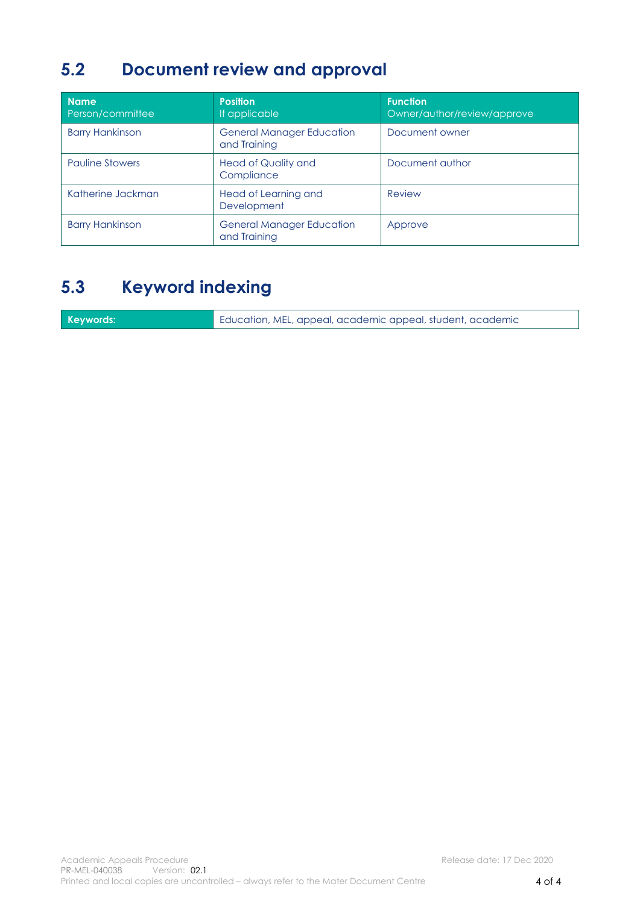## 5.2 Document review and approval

| Name<br>Person/committee | Position<br>If applicable | Function<br>Owner/author/review/approve |
|---|---|---|
| Barry Hankinson | General Manager Education and Training | Document owner |
| Pauline Stowers | Head of Quality and Compliance | Document author |
| Katherine Jackman | Head of Learning and Development | Review |
| Barry Hankinson | General Manager Education and Training | Approve |

## 5.3 Keyword indexing

| | |
|---|---|
| **Keywords:** | Education, MEL, appeal, academic appeal, student, academic |